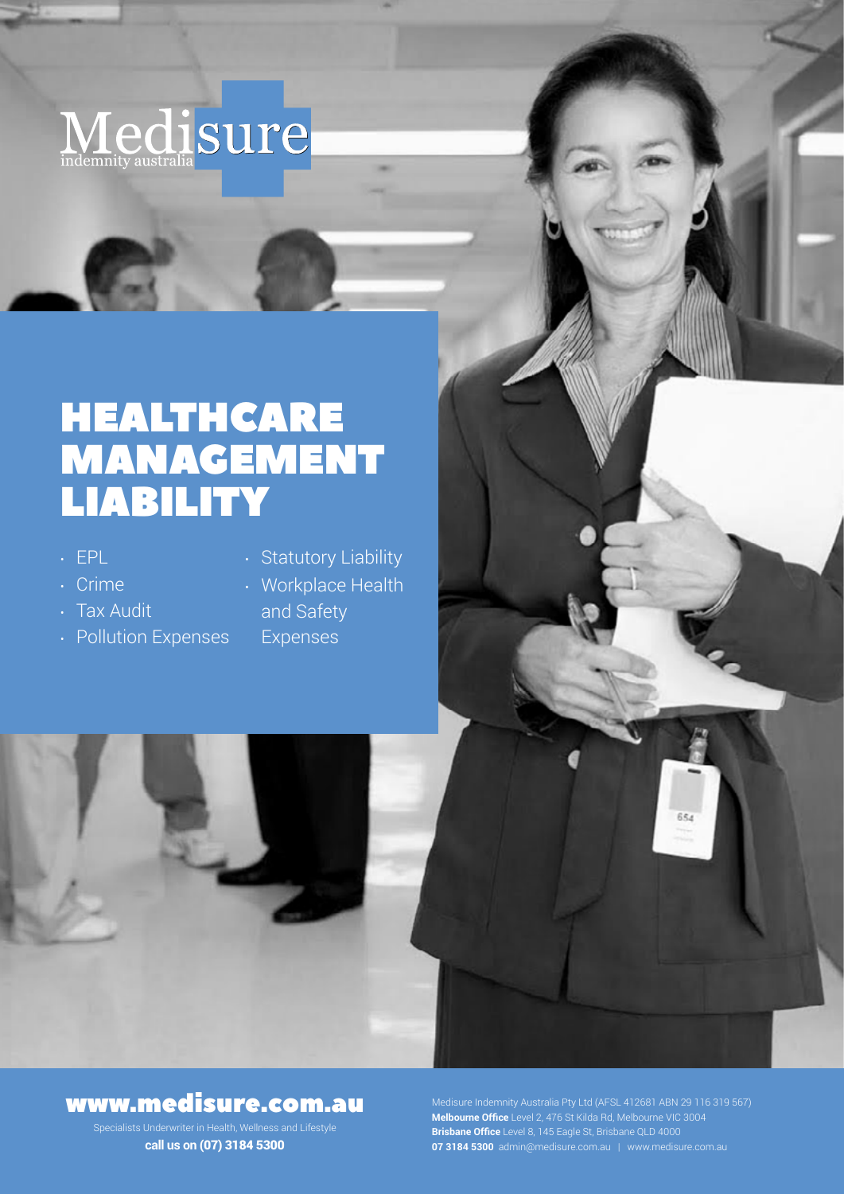Medisure
indemnity australia

# HEALTHCARE MANAGEMENT LIABILITY

- EPL
- Crime
- Tax Audit
- Pollution Expenses
- Statutory Liability
- Workplace Health and Safety Expenses

**www.medisure.com.au**

Specialists Underwriter in Health, Wellness and Lifestyle

**call us on (07) 3184 5300**

Medisure Indemnity Australia Pty Ltd (AFSL 412681 ABN 29 116 319 567)
**Melbourne Office** Level 2, 476 St Kilda Rd, Melbourne VIC 3004
**Brisbane Office** Level 8, 145 Eagle St, Brisbane QLD 4000
**07 3184 5300** admin@medisure.com.au | www.medisure.com.au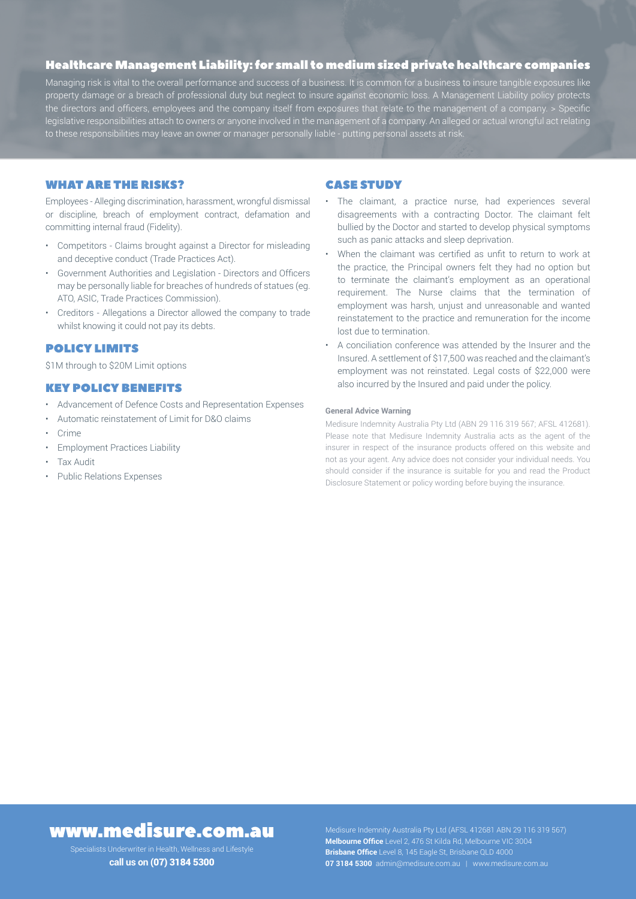## Healthcare Management Liability: for small to medium sized private healthcare companies

Managing risk is vital to the overall performance and success of a business. It is common for a business to insure tangible exposures like property damage or a breach of professional duty but neglect to insure against economic loss. A Management Liability policy protects the directors and officers, employees and the company itself from exposures that relate to the management of a company. > Specific legislative responsibilities attach to owners or anyone involved in the management of a company. An alleged or actual wrongful act relating to these responsibilities may leave an owner or manager personally liable - putting personal assets at risk.

### WHAT ARE THE RISKS?

Employees - Alleging discrimination, harassment, wrongful dismissal or discipline, breach of employment contract, defamation and committing internal fraud (Fidelity).

- Competitors - Claims brought against a Director for misleading and deceptive conduct (Trade Practices Act).
- Government Authorities and Legislation - Directors and Officers may be personally liable for breaches of hundreds of statues (eg. ATO, ASIC, Trade Practices Commission).
- Creditors - Allegations a Director allowed the company to trade whilst knowing it could not pay its debts.

### POLICY LIMITS

$1M through to $20M Limit options

### KEY POLICY BENEFITS

- Advancement of Defence Costs and Representation Expenses
- Automatic reinstatement of Limit for D&O claims
- Crime
- Employment Practices Liability
- Tax Audit
- Public Relations Expenses

### CASE STUDY

- The claimant, a practice nurse, had experiences several disagreements with a contracting Doctor. The claimant felt bullied by the Doctor and started to develop physical symptoms such as panic attacks and sleep deprivation.
- When the claimant was certified as unfit to return to work at the practice, the Principal owners felt they had no option but to terminate the claimant's employment as an operational requirement. The Nurse claims that the termination of employment was harsh, unjust and unreasonable and wanted reinstatement to the practice and remuneration for the income lost due to termination.
- A conciliation conference was attended by the Insurer and the Insured. A settlement of $17,500 was reached and the claimant's employment was not reinstated. Legal costs of $22,000 were also incurred by the Insured and paid under the policy.

**General Advice Warning**

Medisure Indemnity Australia Pty Ltd (ABN 29 116 319 567; AFSL 412681). Please note that Medisure Indemnity Australia acts as the agent of the insurer in respect of the insurance products offered on this website and not as your agent. Any advice does not consider your individual needs. You should consider if the insurance is suitable for you and read the Product Disclosure Statement or policy wording before buying the insurance.

## www.medisure.com.au

Specialists Underwriter in Health, Wellness and Lifestyle

**call us on (07) 3184 5300**

Medisure Indemnity Australia Pty Ltd (AFSL 412681 ABN 29 116 319 567)
**Melbourne Office** Level 2, 476 St Kilda Rd, Melbourne VIC 3004
**Brisbane Office** Level 8, 145 Eagle St, Brisbane QLD 4000
**07 3184 5300** admin@medisure.com.au | www.medisure.com.au